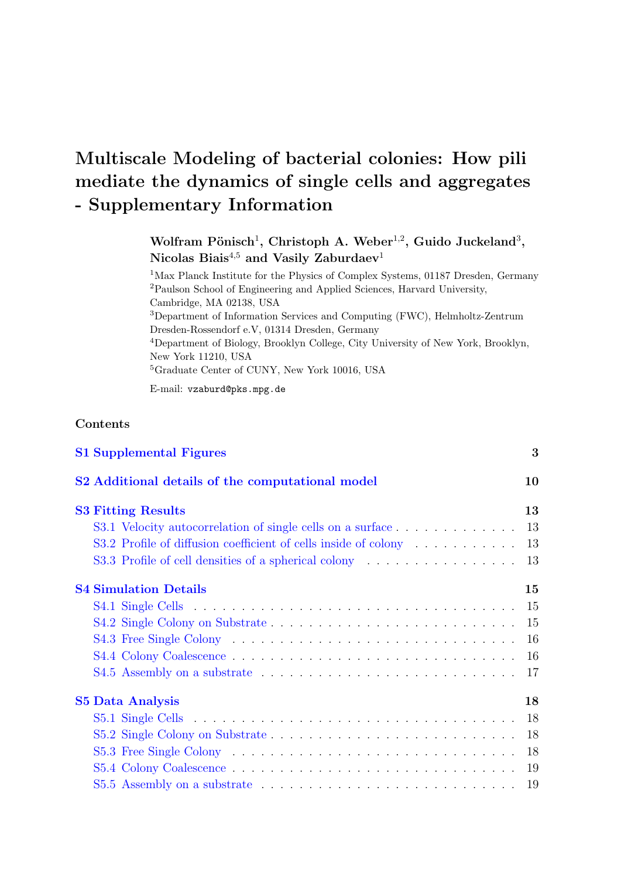# Multiscale Modeling of bacterial colonies: How pili mediate the dynamics of single cells and aggregates - Supplementary Information

**Wolfram Pönisch[1], Christoph A. Weber[1,2], Guido Juckeland[3], Nicolas Biais[4,5] and Vasily Zaburdaev[1]**

[1]Max Planck Institute for the Physics of Complex Systems, 01187 Dresden, Germany
[2]Paulson School of Engineering and Applied Sciences, Harvard University, Cambridge, MA 02138, USA
[3]Department of Information Services and Computing (FWC), Helmholtz-Zentrum Dresden-Rossendorf e.V, 01314 Dresden, Germany
[4]Department of Biology, Brooklyn College, City University of New York, Brooklyn, New York 11210, USA
[5]Graduate Center of CUNY, New York 10016, USA

E-mail: `vzaburd@pks.mpg.de`

## Contents

- **S1 Supplemental Figures** — 3
- **S2 Additional details of the computational model** — 10
- **S3 Fitting Results** — 13
  - S3.1 Velocity autocorrelation of single cells on a surface — 13
  - S3.2 Profile of diffusion coefficient of cells inside of colony — 13
  - S3.3 Profile of cell densities of a spherical colony — 13
- **S4 Simulation Details** — 15
  - S4.1 Single Cells — 15
  - S4.2 Single Colony on Substrate — 15
  - S4.3 Free Single Colony — 16
  - S4.4 Colony Coalescence — 16
  - S4.5 Assembly on a substrate — 17
- **S5 Data Analysis** — 18
  - S5.1 Single Cells — 18
  - S5.2 Single Colony on Substrate — 18
  - S5.3 Free Single Colony — 18
  - S5.4 Colony Coalescence — 19
  - S5.5 Assembly on a substrate — 19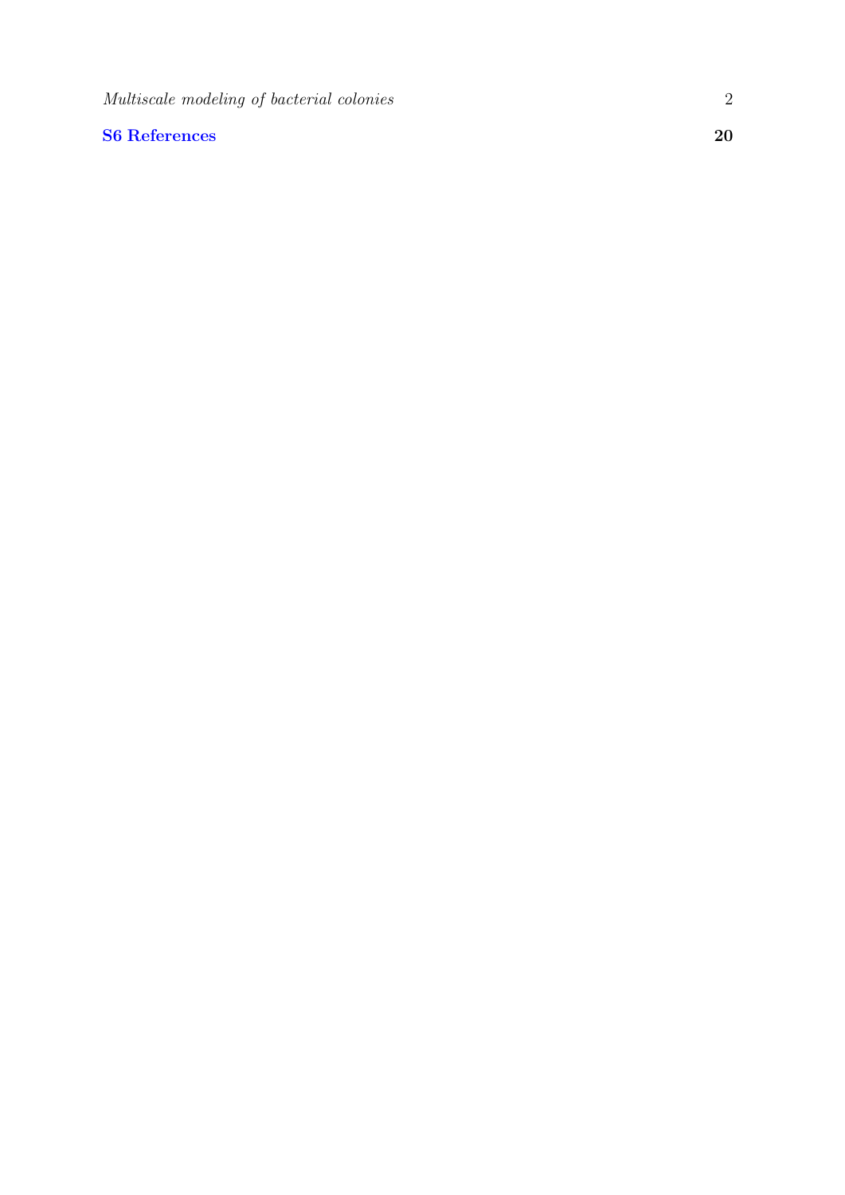**S6 References** **20**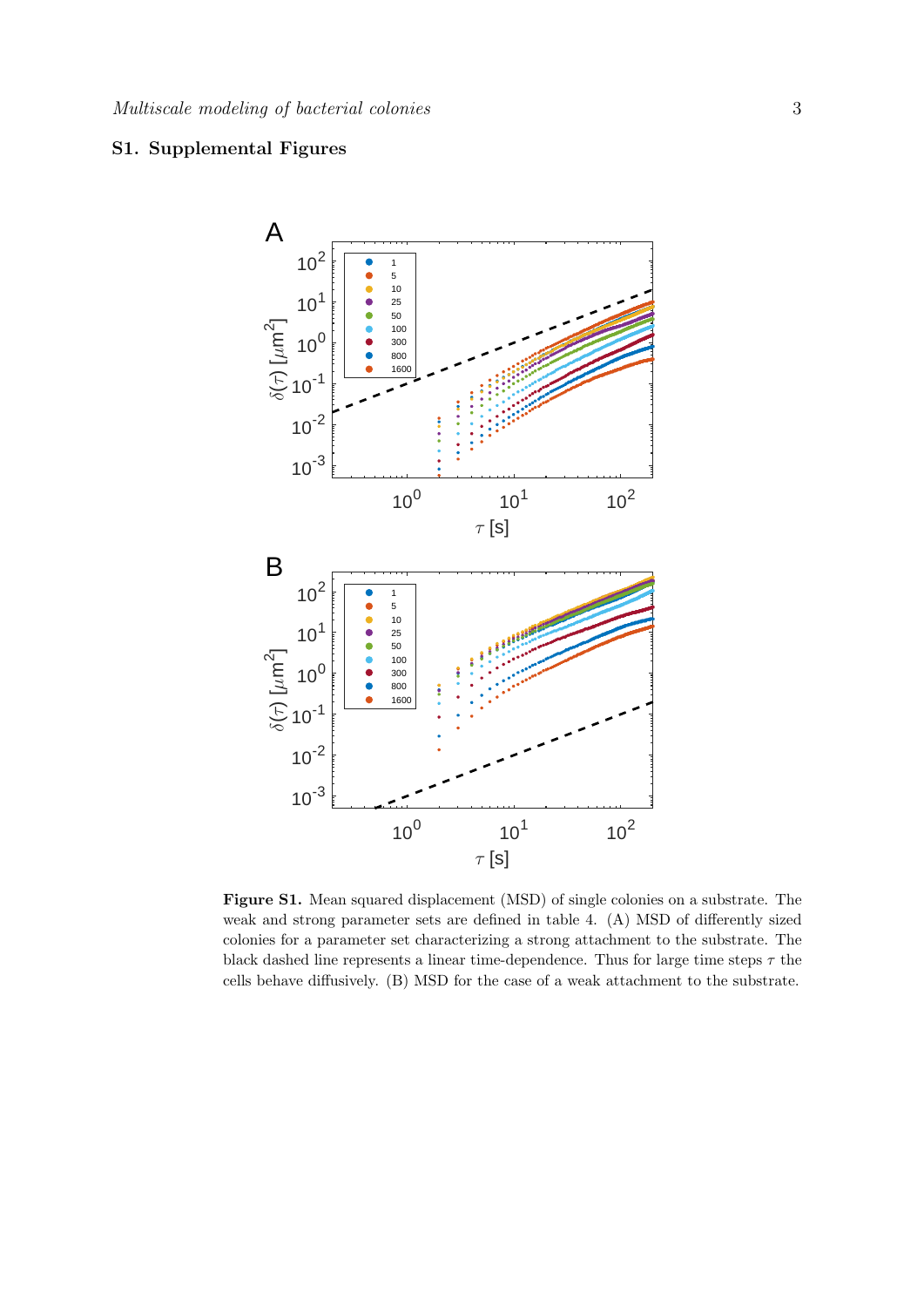## S1. Supplemental Figures

A

$10^2$
$10^1$
$10^0$
$10^{-1}$
$10^{-2}$
$10^{-3}$

$\delta(\tau)$ [$\mu$m$^2$]

1
5
10
25
50
100
300
800
1600

$10^0$
$10^1$
$10^2$

$\tau$ [s]

B

$10^2$
$10^1$
$10^0$
$10^{-1}$
$10^{-2}$
$10^{-3}$

$\delta(\tau)$ [$\mu$m$^2$]

1
5
10
25
50
100
300
800
1600

$10^0$
$10^1$
$10^2$

$\tau$ [s]

**Figure S1.** Mean squared displacement (MSD) of single colonies on a substrate. The weak and strong parameter sets are defined in table 4. (A) MSD of differently sized colonies for a parameter set characterizing a strong attachment to the substrate. The black dashed line represents a linear time-dependence. Thus for large time steps $\tau$ the cells behave diffusively. (B) MSD for the case of a weak attachment to the substrate.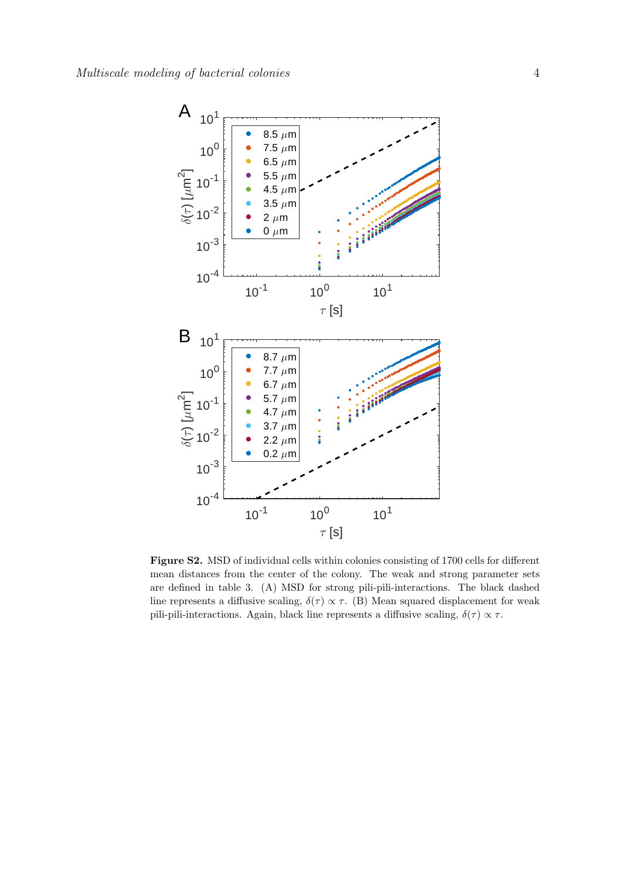A

$10^{1}$
$10^{0}$
$10^{-1}$
$10^{-2}$
$10^{-3}$
$10^{-4}$

$\delta(\tau)$ [$\mu$m$^2$]

8.5 $\mu$m
7.5 $\mu$m
6.5 $\mu$m
5.5 $\mu$m
4.5 $\mu$m
3.5 $\mu$m
2 $\mu$m
0 $\mu$m

$10^{-1}$ $10^{0}$ $10^{1}$

$\tau$ [s]

B

$10^{1}$
$10^{0}$
$10^{-1}$
$10^{-2}$
$10^{-3}$
$10^{-4}$

$\delta(\tau)$ [$\mu$m$^2$]

8.7 $\mu$m
7.7 $\mu$m
6.7 $\mu$m
5.7 $\mu$m
4.7 $\mu$m
3.7 $\mu$m
2.2 $\mu$m
0.2 $\mu$m

$10^{-1}$ $10^{0}$ $10^{1}$

$\tau$ [s]

**Figure S2.** MSD of individual cells within colonies consisting of 1700 cells for different mean distances from the center of the colony. The weak and strong parameter sets are defined in table 3. (A) MSD for strong pili-pili-interactions. The black dashed line represents a diffusive scaling, $\delta(\tau) \propto \tau$. (B) Mean squared displacement for weak pili-pili-interactions. Again, black line represents a diffusive scaling, $\delta(\tau) \propto \tau$.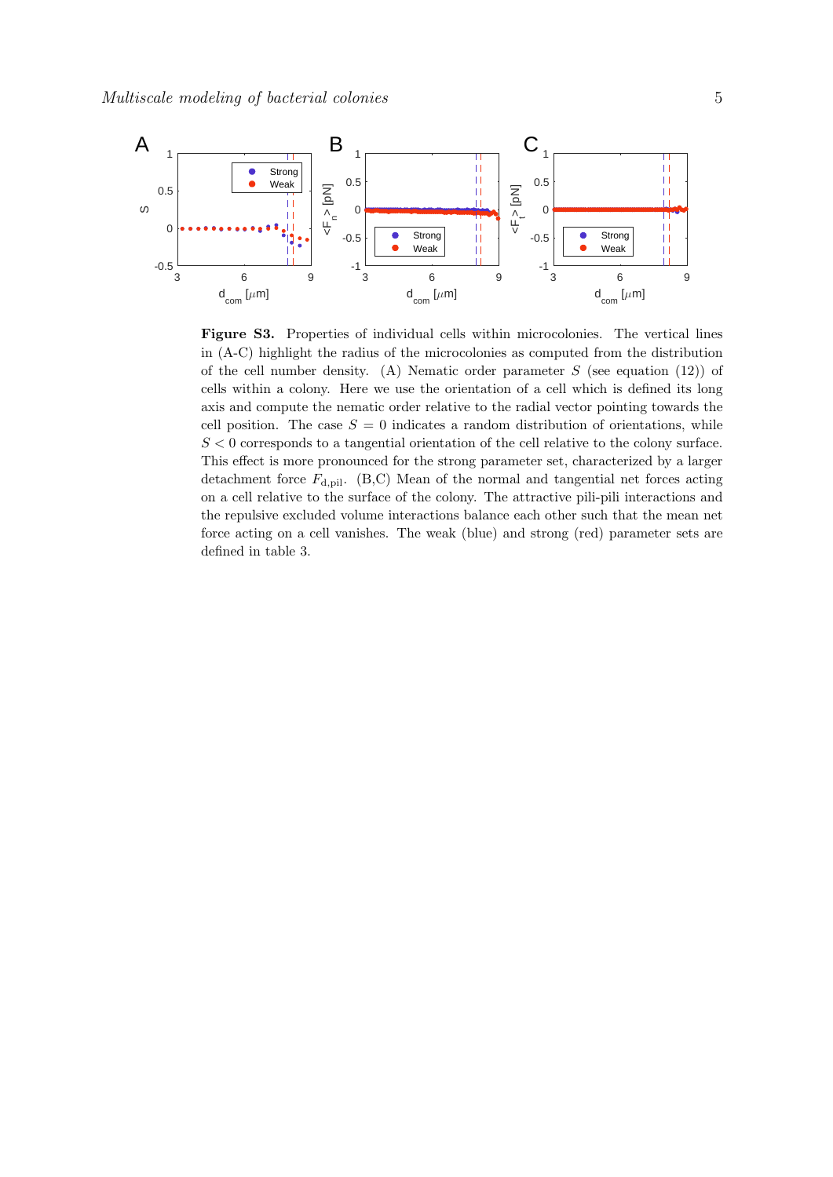A

1
0.5
0
-0.5
3 6 9
S
d com [μm]
Strong
Weak

B

1
0.5
0
-0.5
-1
3 6 9
<F n> [pN]
d com [μm]
Strong
Weak

C

1
0.5
0
-0.5
-1
3 6 9
<F t> [pN]
d com [μm]
Strong
Weak

**Figure S3.** Properties of individual cells within microcolonies. The vertical lines in (A-C) highlight the radius of the microcolonies as computed from the distribution of the cell number density. (A) Nematic order parameter $S$ (see equation (12)) of cells within a colony. Here we use the orientation of a cell which is defined its long axis and compute the nematic order relative to the radial vector pointing towards the cell position. The case $S = 0$ indicates a random distribution of orientations, while $S < 0$ corresponds to a tangential orientation of the cell relative to the colony surface. This effect is more pronounced for the strong parameter set, characterized by a larger detachment force $F_{\mathrm{d,pil}}$. (B,C) Mean of the normal and tangential net forces acting on a cell relative to the surface of the colony. The attractive pili-pili interactions and the repulsive excluded volume interactions balance each other such that the mean net force acting on a cell vanishes. The weak (blue) and strong (red) parameter sets are defined in table 3.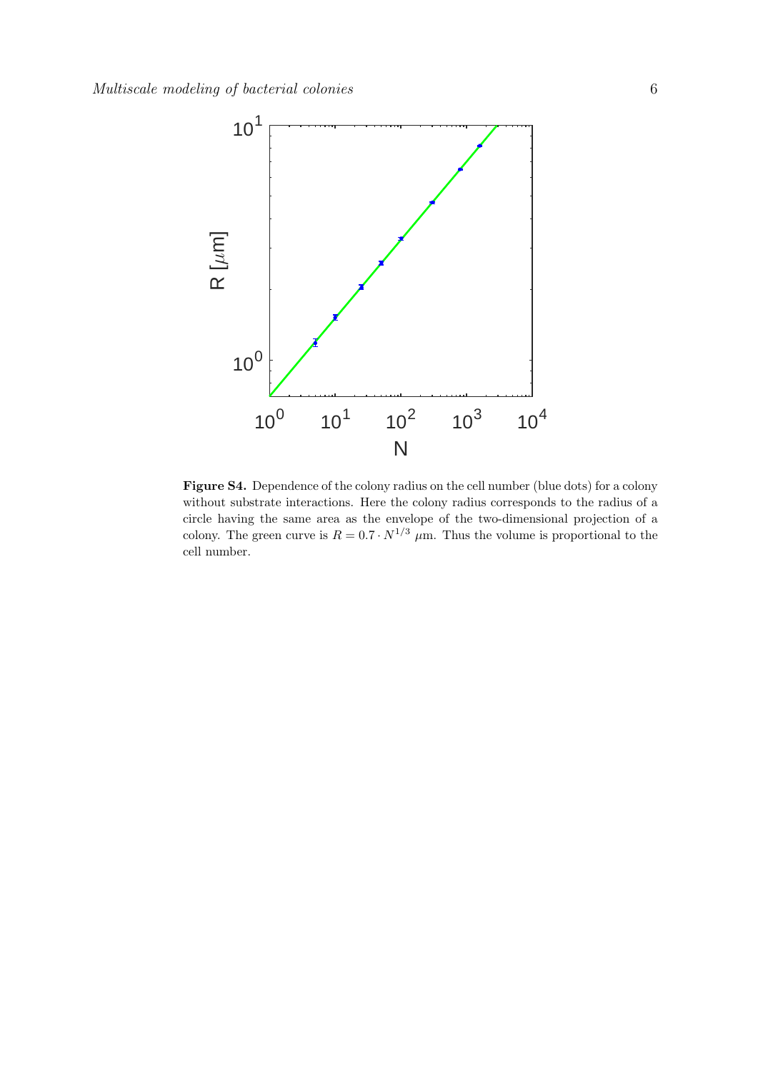$10^1$

R [$\mu$m]

$10^0$

$10^0$ $10^1$ $10^2$ $10^3$ $10^4$

N

**Figure S4.** Dependence of the colony radius on the cell number (blue dots) for a colony without substrate interactions. Here the colony radius corresponds to the radius of a circle having the same area as the envelope of the two-dimensional projection of a colony. The green curve is $R = 0.7 \cdot N^{1/3}$ $\mu$m. Thus the volume is proportional to the cell number.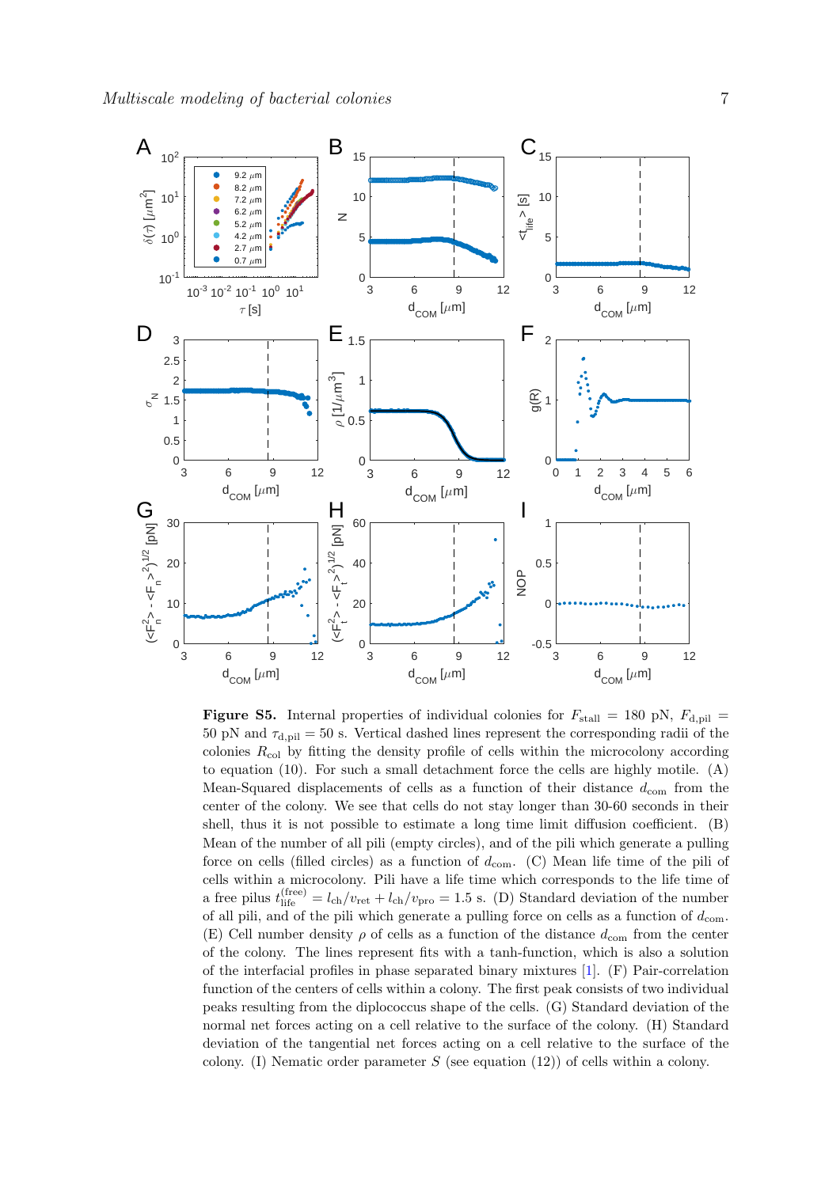A

$10^2$

$10^1$

$10^0$

$10^{-1}$

$\delta(\tau)$ [$\mu$m$^2$]

9.2 $\mu$m
8.2 $\mu$m
7.2 $\mu$m
6.2 $\mu$m
5.2 $\mu$m
4.2 $\mu$m
2.7 $\mu$m
0.7 $\mu$m

$10^{-3}$ $10^{-2}$ $10^{-1}$ $10^0$ $10^1$

$\tau$ [s]

B

N

15
10
5
0

3 6 9 12

$d_{COM}$ [$\mu$m]

C

$<t_{life}>$ [s]

15
10
5
0

3 6 9 12

$d_{COM}$ [$\mu$m]

D

$\sigma_N$

3
2.5
2
1.5
1
0.5
0

3 6 9 12

$d_{COM}$ [$\mu$m]

E

$\rho$ [1/$\mu$m$^3$]

1.5
1
0.5
0

3 6 9 12

$d_{COM}$ [$\mu$m]

F

g(R)

2
1
0

0 1 2 3 4 5 6

$d_{COM}$ [$\mu$m]

G

$(<F_n^2> - <F_n>^2)^{1/2}$ [pN]

30
20
10
0

3 6 9 12

$d_{COM}$ [$\mu$m]

H

$(<F_t^2> - <F_t>^2)^{1/2}$ [pN]

60
40
20
0

3 6 9 12

$d_{COM}$ [$\mu$m]

I

NOP

1
0.5
0
-0.5

3 6 9 12

$d_{COM}$ [$\mu$m]

**Figure S5.** Internal properties of individual colonies for $F_{\rm stall} = 180$ pN, $F_{\rm d,pil} = 50$ pN and $\tau_{\rm d,pil} = 50$ s. Vertical dashed lines represent the corresponding radii of the colonies $R_{\rm col}$ by fitting the density profile of cells within the microcolony according to equation (10). For such a small detachment force the cells are highly motile. (A) Mean-Squared displacements of cells as a function of their distance $d_{\rm com}$ from the center of the colony. We see that cells do not stay longer than 30-60 seconds in their shell, thus it is not possible to estimate a long time limit diffusion coefficient. (B) Mean of the number of all pili (empty circles), and of the pili which generate a pulling force on cells (filled circles) as a function of $d_{\rm com}$. (C) Mean life time of the pili of cells within a microcolony. Pili have a life time which corresponds to the life time of a free pilus $t_{\rm life}^{\rm (free)} = l_{\rm ch}/v_{\rm ret} + l_{\rm ch}/v_{\rm pro} = 1.5$ s. (D) Standard deviation of the number of all pili, and of the pili which generate a pulling force on cells as a function of $d_{\rm com}$. (E) Cell number density $\rho$ of cells as a function of the distance $d_{\rm com}$ from the center of the colony. The lines represent fits with a tanh-function, which is also a solution of the interfacial profiles in phase separated binary mixtures [1]. (F) Pair-correlation function of the centers of cells within a colony. The first peak consists of two individual peaks resulting from the diplococcus shape of the cells. (G) Standard deviation of the normal net forces acting on a cell relative to the surface of the colony. (H) Standard deviation of the tangential net forces acting on a cell relative to the surface of the colony. (I) Nematic order parameter $S$ (see equation (12)) of cells within a colony.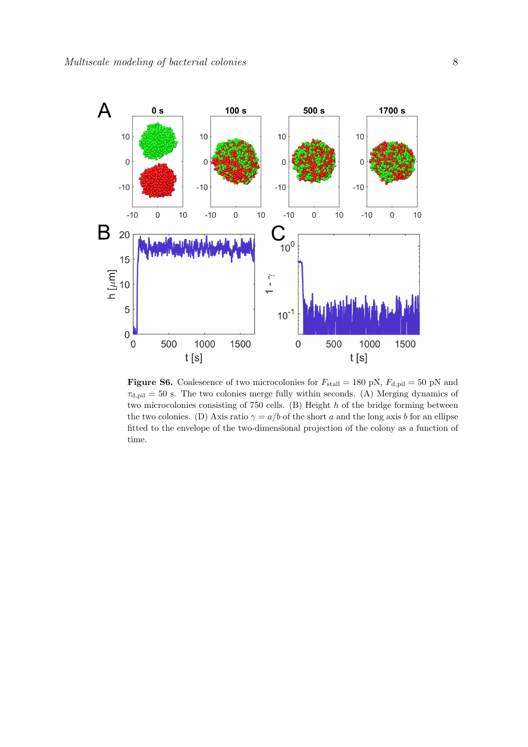A

0 s

100 s

500 s

1700 s

10

0

-10

-10 0 10

B

20

15

10

5

0

h [$\mu$m]

0 500 1000 1500

t [s]

C

$10^0$

$10^{-1}$

1 - $\gamma$

0 500 1000 1500

t [s]

**Figure S6.** Coalescence of two microcolonies for $F_{\mathrm{stall}} = 180$ pN, $F_{\mathrm{d,pil}} = 50$ pN and $\tau_{\mathrm{d,pil}} = 50$ s. The two colonies merge fully within seconds. (A) Merging dynamics of two microcolonies consisting of 750 cells. (B) Height $h$ of the bridge forming between the two colonies. (D) Axis ratio $\gamma = a/b$ of the short $a$ and the long axis $b$ for an ellipse fitted to the envelope of the two-dimensional projection of the colony as a function of time.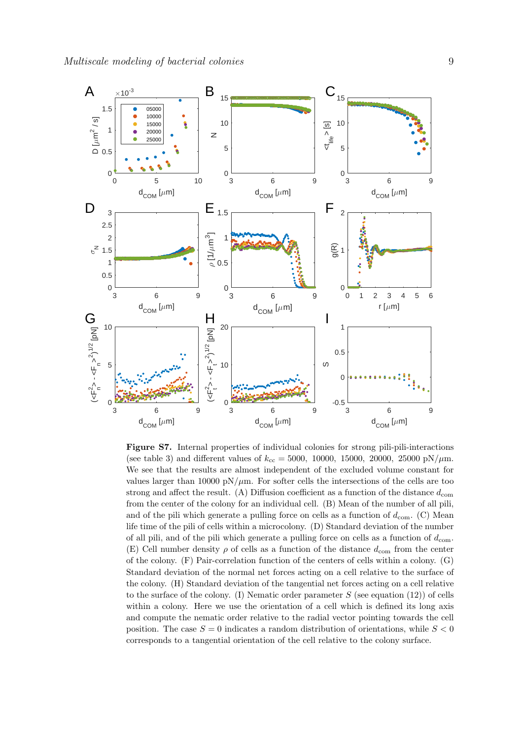**Figure S7.** Internal properties of individual colonies for strong pili-pili-interactions (see table 3) and different values of $k_{cc}$ = 5000, 10000, 15000, 20000, 25000 pN/$\mu$m. We see that the results are almost independent of the excluded volume constant for values larger than 10000 pN/$\mu$m. For softer cells the intersections of the cells are too strong and affect the result. (A) Diffusion coefficient as a function of the distance $d_{\rm com}$ from the center of the colony for an individual cell. (B) Mean of the number of all pili, and of the pili which generate a pulling force on cells as a function of $d_{\rm com}$. (C) Mean life time of the pili of cells within a microcolony. (D) Standard deviation of the number of all pili, and of the pili which generate a pulling force on cells as a function of $d_{\rm com}$. (E) Cell number density $\rho$ of cells as a function of the distance $d_{\rm com}$ from the center of the colony. (F) Pair-correlation function of the centers of cells within a colony. (G) Standard deviation of the normal net forces acting on a cell relative to the surface of the colony. (H) Standard deviation of the tangential net forces acting on a cell relative to the surface of the colony. (I) Nematic order parameter $S$ (see equation (12)) of cells within a colony. Here we use the orientation of a cell which is defined its long axis and compute the nematic order relative to the radial vector pointing towards the cell position. The case $S = 0$ indicates a random distribution of orientations, while $S < 0$ corresponds to a tangential orientation of the cell relative to the colony surface.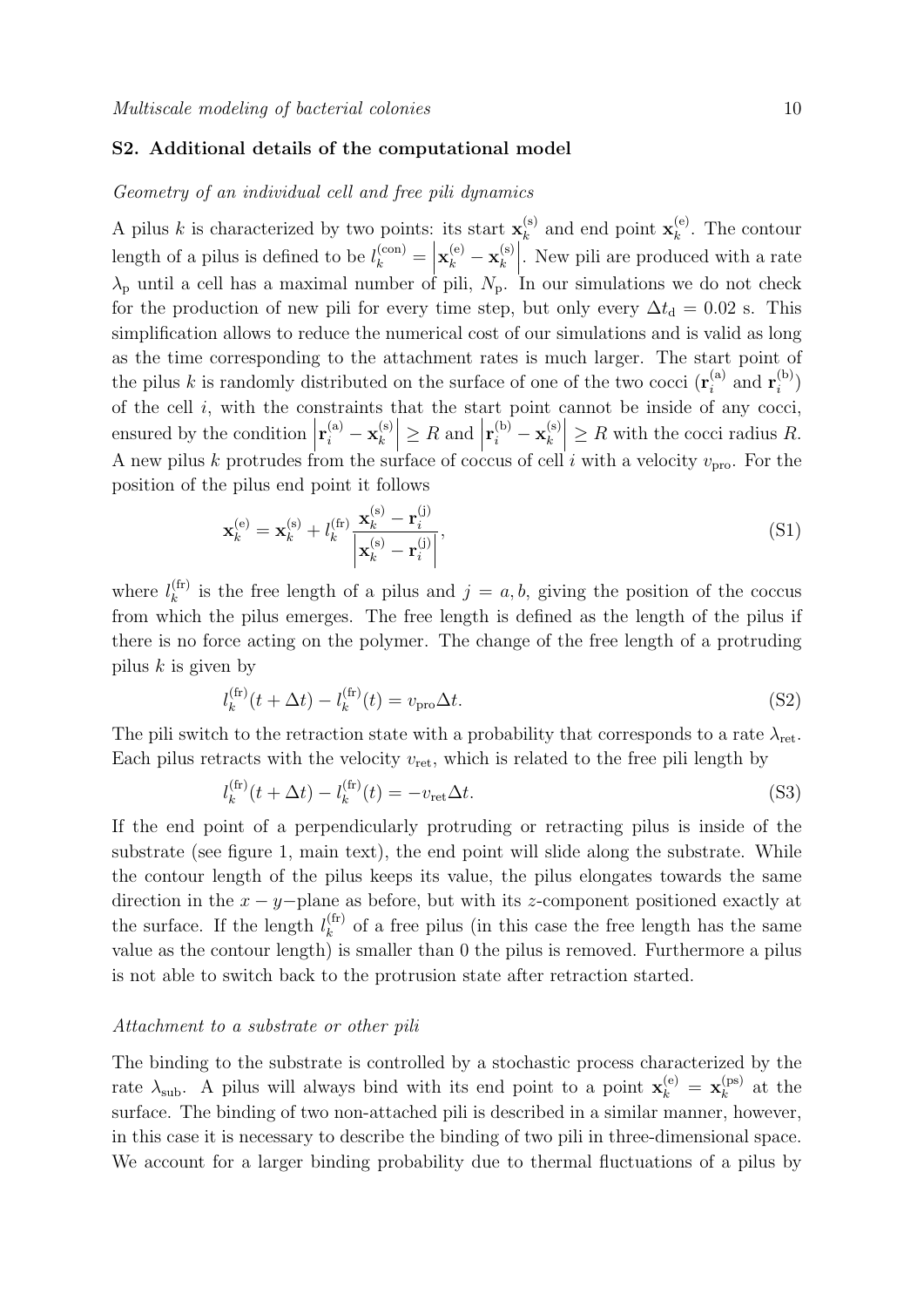### S2. Additional details of the computational model

*Geometry of an individual cell and free pili dynamics*

A pilus $k$ is characterized by two points: its start $\mathbf{x}_k^{(s)}$ and end point $\mathbf{x}_k^{(e)}$. The contour length of a pilus is defined to be $l_k^{(\mathrm{con})} = \left|\mathbf{x}_k^{(e)} - \mathbf{x}_k^{(s)}\right|$. New pili are produced with a rate $\lambda_\mathrm{p}$ until a cell has a maximal number of pili, $N_\mathrm{p}$. In our simulations we do not check for the production of new pili for every time step, but only every $\Delta t_\mathrm{d} = 0.02$ s. This simplification allows to reduce the numerical cost of our simulations and is valid as long as the time corresponding to the attachment rates is much larger. The start point of the pilus $k$ is randomly distributed on the surface of one of the two cocci ($\mathbf{r}_i^{(a)}$ and $\mathbf{r}_i^{(b)}$) of the cell $i$, with the constraints that the start point cannot be inside of any cocci, ensured by the condition $\left|\mathbf{r}_i^{(a)} - \mathbf{x}_k^{(s)}\right| \geq R$ and $\left|\mathbf{r}_i^{(b)} - \mathbf{x}_k^{(s)}\right| \geq R$ with the cocci radius $R$. A new pilus $k$ protrudes from the surface of coccus of cell $i$ with a velocity $v_\mathrm{pro}$. For the position of the pilus end point it follows

$$\mathbf{x}_k^{(e)} = \mathbf{x}_k^{(s)} + l_k^{(\mathrm{fr})} \frac{\mathbf{x}_k^{(s)} - \mathbf{r}_i^{(j)}}{\left|\mathbf{x}_k^{(s)} - \mathbf{r}_i^{(j)}\right|}, \tag{S1}$$

where $l_k^{(\mathrm{fr})}$ is the free length of a pilus and $j = a, b$, giving the position of the coccus from which the pilus emerges. The free length is defined as the length of the pilus if there is no force acting on the polymer. The change of the free length of a protruding pilus $k$ is given by

$$l_k^{(\mathrm{fr})}(t + \Delta t) - l_k^{(\mathrm{fr})}(t) = v_\mathrm{pro}\Delta t. \tag{S2}$$

The pili switch to the retraction state with a probability that corresponds to a rate $\lambda_\mathrm{ret}$. Each pilus retracts with the velocity $v_\mathrm{ret}$, which is related to the free pili length by

$$l_k^{(\mathrm{fr})}(t + \Delta t) - l_k^{(\mathrm{fr})}(t) = -v_\mathrm{ret}\Delta t. \tag{S3}$$

If the end point of a perpendicularly protruding or retracting pilus is inside of the substrate (see figure 1, main text), the end point will slide along the substrate. While the contour length of the pilus keeps its value, the pilus elongates towards the same direction in the $x - y-$plane as before, but with its $z$-component positioned exactly at the surface. If the length $l_k^{(\mathrm{fr})}$ of a free pilus (in this case the free length has the same value as the contour length) is smaller than 0 the pilus is removed. Furthermore a pilus is not able to switch back to the protrusion state after retraction started.

*Attachment to a substrate or other pili*

The binding to the substrate is controlled by a stochastic process characterized by the rate $\lambda_\mathrm{sub}$. A pilus will always bind with its end point to a point $\mathbf{x}_k^{(e)} = \mathbf{x}_k^{(\mathrm{ps})}$ at the surface. The binding of two non-attached pili is described in a similar manner, however, in this case it is necessary to describe the binding of two pili in three-dimensional space. We account for a larger binding probability due to thermal fluctuations of a pilus by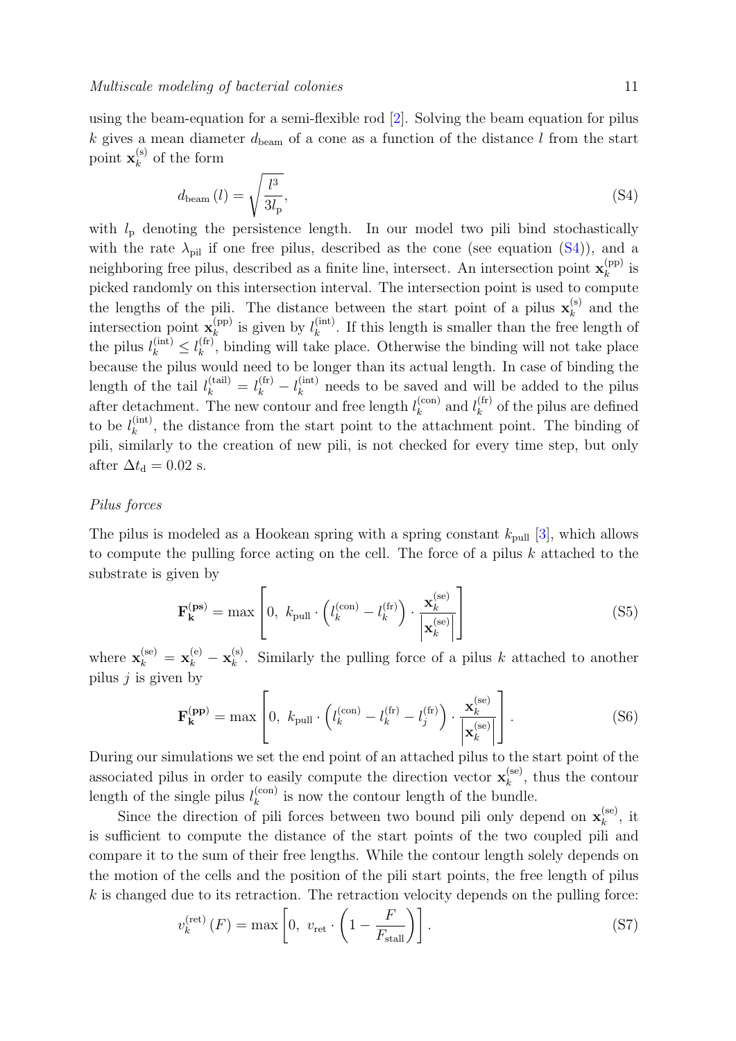using the beam-equation for a semi-flexible rod [2]. Solving the beam equation for pilus $k$ gives a mean diameter $d_{\text{beam}}$ of a cone as a function of the distance $l$ from the start point $\mathbf{x}_k^{(\text{s})}$ of the form

$$d_{\text{beam}}(l) = \sqrt{\frac{l^3}{3 l_{\text{p}}}}, \tag{S4}$$

with $l_{\text{p}}$ denoting the persistence length. In our model two pili bind stochastically with the rate $\lambda_{\text{pil}}$ if one free pilus, described as the cone (see equation (S4)), and a neighboring free pilus, described as a finite line, intersect. An intersection point $\mathbf{x}_k^{(\text{pp})}$ is picked randomly on this intersection interval. The intersection point is used to compute the lengths of the pili. The distance between the start point of a pilus $\mathbf{x}_k^{(\text{s})}$ and the intersection point $\mathbf{x}_k^{(\text{pp})}$ is given by $l_k^{(\text{int})}$. If this length is smaller than the free length of the pilus $l_k^{(\text{int})} \leq l_k^{(\text{fr})}$, binding will take place. Otherwise the binding will not take place because the pilus would need to be longer than its actual length. In case of binding the length of the tail $l_k^{(\text{tail})} = l_k^{(\text{fr})} - l_k^{(\text{int})}$ needs to be saved and will be added to the pilus after detachment. The new contour and free length $l_k^{(\text{con})}$ and $l_k^{(\text{fr})}$ of the pilus are defined to be $l_k^{(\text{int})}$, the distance from the start point to the attachment point. The binding of pili, similarly to the creation of new pili, is not checked for every time step, but only after $\Delta t_{\text{d}} = 0.02$ s.

*Pilus forces*

The pilus is modeled as a Hookean spring with a spring constant $k_{\text{pull}}$ [3], which allows to compute the pulling force acting on the cell. The force of a pilus $k$ attached to the substrate is given by

$$\mathbf{F}_{\mathbf{k}}^{(\mathbf{ps})} = \max\left[0,\ k_{\text{pull}} \cdot \left(l_k^{(\text{con})} - l_k^{(\text{fr})}\right) \cdot \frac{\mathbf{x}_k^{(\text{se})}}{\left|\mathbf{x}_k^{(\text{se})}\right|}\right] \tag{S5}$$

where $\mathbf{x}_k^{(\text{se})} = \mathbf{x}_k^{(\text{e})} - \mathbf{x}_k^{(\text{s})}$. Similarly the pulling force of a pilus $k$ attached to another pilus $j$ is given by

$$\mathbf{F}_{\mathbf{k}}^{(\mathbf{pp})} = \max\left[0,\ k_{\text{pull}} \cdot \left(l_k^{(\text{con})} - l_k^{(\text{fr})} - l_j^{(\text{fr})}\right) \cdot \frac{\mathbf{x}_k^{(\text{se})}}{\left|\mathbf{x}_k^{(\text{se})}\right|}\right]. \tag{S6}$$

During our simulations we set the end point of an attached pilus to the start point of the associated pilus in order to easily compute the direction vector $\mathbf{x}_k^{(\text{se})}$, thus the contour length of the single pilus $l_k^{(\text{con})}$ is now the contour length of the bundle.

Since the direction of pili forces between two bound pili only depend on $\mathbf{x}_k^{(\text{se})}$, it is sufficient to compute the distance of the start points of the two coupled pili and compare it to the sum of their free lengths. While the contour length solely depends on the motion of the cells and the position of the pili start points, the free length of pilus $k$ is changed due to its retraction. The retraction velocity depends on the pulling force:

$$v_k^{(\text{ret})}(F) = \max\left[0,\ v_{\text{ret}} \cdot \left(1 - \frac{F}{F_{\text{stall}}}\right)\right]. \tag{S7}$$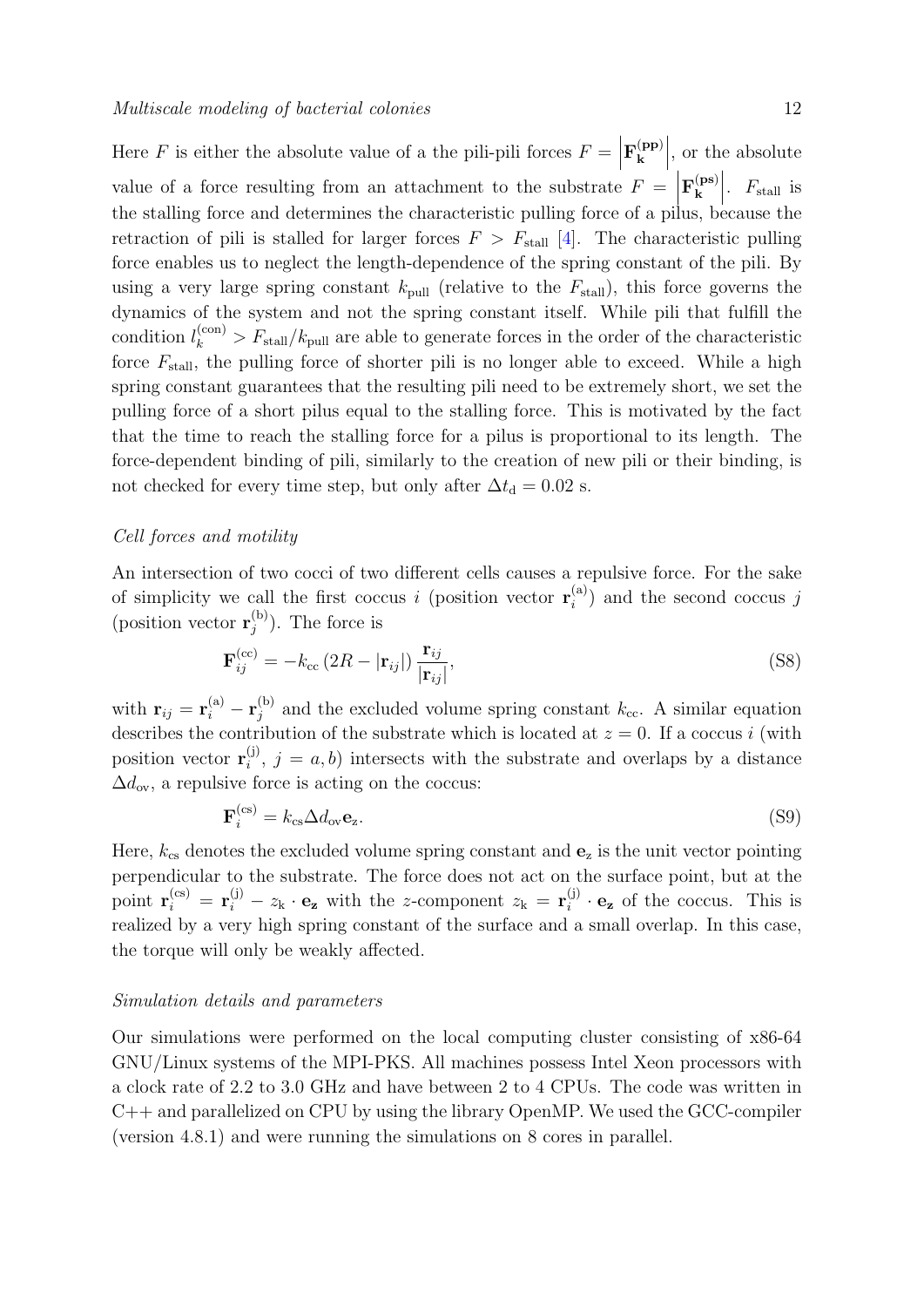Here $F$ is either the absolute value of a the pili-pili forces $F = \left|\mathbf{F}_\mathbf{k}^{(\mathbf{pp})}\right|$, or the absolute value of a force resulting from an attachment to the substrate $F = \left|\mathbf{F}_\mathbf{k}^{(\mathbf{ps})}\right|$. $F_{\text{stall}}$ is the stalling force and determines the characteristic pulling force of a pilus, because the retraction of pili is stalled for larger forces $F > F_{\text{stall}}$ [4]. The characteristic pulling force enables us to neglect the length-dependence of the spring constant of the pili. By using a very large spring constant $k_{\text{pull}}$ (relative to the $F_{\text{stall}}$), this force governs the dynamics of the system and not the spring constant itself. While pili that fulfill the condition $l_k^{(\text{con})} > F_{\text{stall}}/k_{\text{pull}}$ are able to generate forces in the order of the characteristic force $F_{\text{stall}}$, the pulling force of shorter pili is no longer able to exceed. While a high spring constant guarantees that the resulting pili need to be extremely short, we set the pulling force of a short pilus equal to the stalling force. This is motivated by the fact that the time to reach the stalling force for a pilus is proportional to its length. The force-dependent binding of pili, similarly to the creation of new pili or their binding, is not checked for every time step, but only after $\Delta t_{\text{d}} = 0.02$ s.

*Cell forces and motility*

An intersection of two cocci of two different cells causes a repulsive force. For the sake of simplicity we call the first coccus $i$ (position vector $\mathbf{r}_i^{(\text{a})}$) and the second coccus $j$ (position vector $\mathbf{r}_j^{(\text{b})}$). The force is

$$\mathbf{F}_{ij}^{(\text{cc})} = -k_{\text{cc}} \left(2R - |\mathbf{r}_{ij}|\right) \frac{\mathbf{r}_{ij}}{|\mathbf{r}_{ij}|}, \tag{S8}$$

with $\mathbf{r}_{ij} = \mathbf{r}_i^{(\text{a})} - \mathbf{r}_j^{(\text{b})}$ and the excluded volume spring constant $k_{\text{cc}}$. A similar equation describes the contribution of the substrate which is located at $z = 0$. If a coccus $i$ (with position vector $\mathbf{r}_i^{(\text{j})}$, $j = a, b$) intersects with the substrate and overlaps by a distance $\Delta d_{\text{ov}}$, a repulsive force is acting on the coccus:

$$\mathbf{F}_i^{(\text{cs})} = k_{\text{cs}} \Delta d_{\text{ov}} \mathbf{e}_{\text{z}}. \tag{S9}$$

Here, $k_{\text{cs}}$ denotes the excluded volume spring constant and $\mathbf{e}_{\text{z}}$ is the unit vector pointing perpendicular to the substrate. The force does not act on the surface point, but at the point $\mathbf{r}_i^{(\text{cs})} = \mathbf{r}_i^{(\text{j})} - z_{\text{k}} \cdot \mathbf{e}_\mathbf{z}$ with the $z$-component $z_{\text{k}} = \mathbf{r}_i^{(\text{j})} \cdot \mathbf{e}_\mathbf{z}$ of the coccus. This is realized by a very high spring constant of the surface and a small overlap. In this case, the torque will only be weakly affected.

*Simulation details and parameters*

Our simulations were performed on the local computing cluster consisting of x86-64 GNU/Linux systems of the MPI-PKS. All machines possess Intel Xeon processors with a clock rate of 2.2 to 3.0 GHz and have between 2 to 4 CPUs. The code was written in C++ and parallelized on CPU by using the library OpenMP. We used the GCC-compiler (version 4.8.1) and were running the simulations on 8 cores in parallel.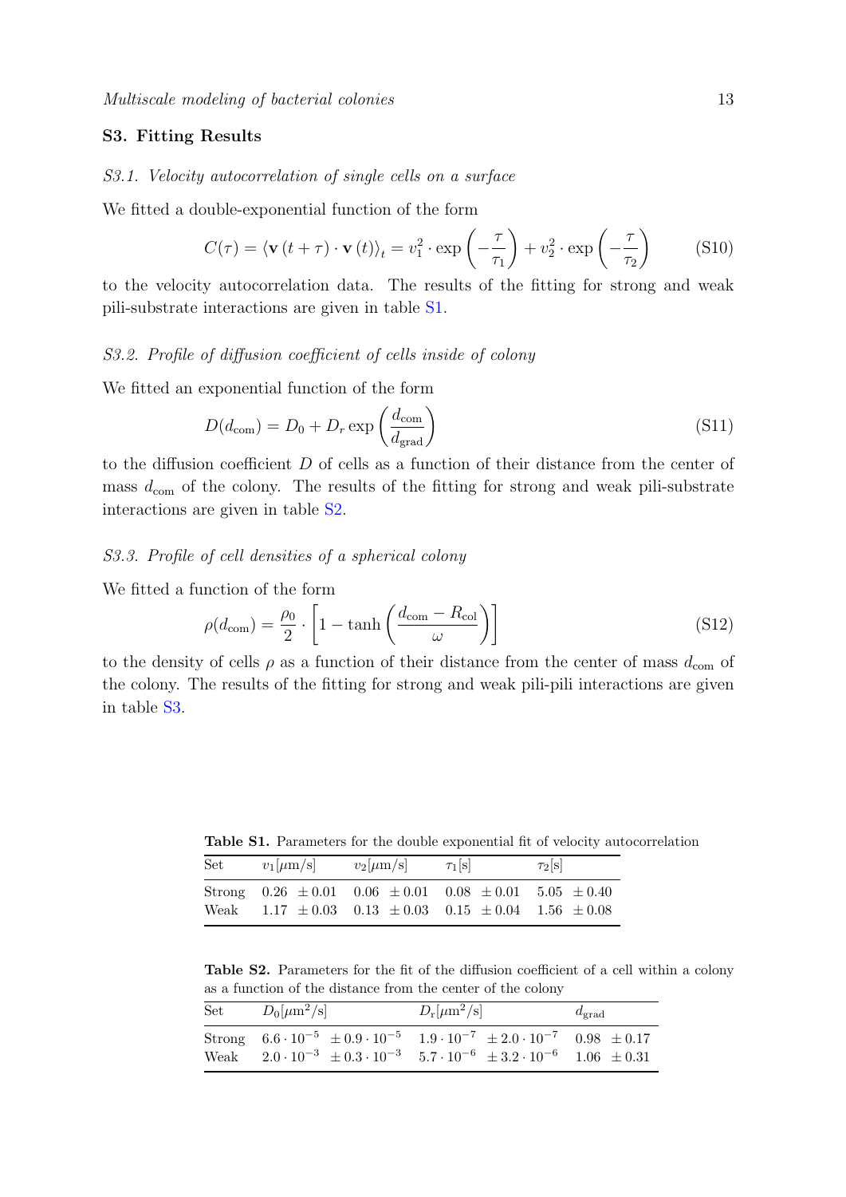## S3. Fitting Results

### *S3.1. Velocity autocorrelation of single cells on a surface*

We fitted a double-exponential function of the form

$$C(\tau) = \langle \mathbf{v}(t+\tau) \cdot \mathbf{v}(t) \rangle_t = v_1^2 \cdot \exp\left(-\frac{\tau}{\tau_1}\right) + v_2^2 \cdot \exp\left(-\frac{\tau}{\tau_2}\right) \tag{S10}$$

to the velocity autocorrelation data. The results of the fitting for strong and weak pili-substrate interactions are given in table S1.

### *S3.2. Profile of diffusion coefficient of cells inside of colony*

We fitted an exponential function of the form

$$D(d_{\mathrm{com}}) = D_0 + D_r \exp\left(\frac{d_{\mathrm{com}}}{d_{\mathrm{grad}}}\right) \tag{S11}$$

to the diffusion coefficient $D$ of cells as a function of their distance from the center of mass $d_{\mathrm{com}}$ of the colony. The results of the fitting for strong and weak pili-substrate interactions are given in table S2.

### *S3.3. Profile of cell densities of a spherical colony*

We fitted a function of the form

$$\rho(d_{\mathrm{com}}) = \frac{\rho_0}{2} \cdot \left[1 - \tanh\left(\frac{d_{\mathrm{com}} - R_{\mathrm{col}}}{\omega}\right)\right] \tag{S12}$$

to the density of cells $\rho$ as a function of their distance from the center of mass $d_{\mathrm{com}}$ of the colony. The results of the fitting for strong and weak pili-pili interactions are given in table S3.

**Table S1.** Parameters for the double exponential fit of velocity autocorrelation

| Set | $v_1[\mu\mathrm{m/s}]$ | $v_2[\mu\mathrm{m/s}]$ | $\tau_1[\mathrm{s}]$ | $\tau_2[\mathrm{s}]$ |
|---|---|---|---|---|
| Strong | $0.26 \pm 0.01$ | $0.06 \pm 0.01$ | $0.08 \pm 0.01$ | $5.05 \pm 0.40$ |
| Weak | $1.17 \pm 0.03$ | $0.13 \pm 0.03$ | $0.15 \pm 0.04$ | $1.56 \pm 0.08$ |

**Table S2.** Parameters for the fit of the diffusion coefficient of a cell within a colony as a function of the distance from the center of the colony

| Set | $D_0[\mu\mathrm{m}^2/\mathrm{s}]$ | $D_\mathrm{r}[\mu\mathrm{m}^2/\mathrm{s}]$ | $d_{\mathrm{grad}}$ |
|---|---|---|---|
| Strong | $6.6 \cdot 10^{-5} \pm 0.9 \cdot 10^{-5}$ | $1.9 \cdot 10^{-7} \pm 2.0 \cdot 10^{-7}$ | $0.98 \pm 0.17$ |
| Weak | $2.0 \cdot 10^{-3} \pm 0.3 \cdot 10^{-3}$ | $5.7 \cdot 10^{-6} \pm 3.2 \cdot 10^{-6}$ | $1.06 \pm 0.31$ |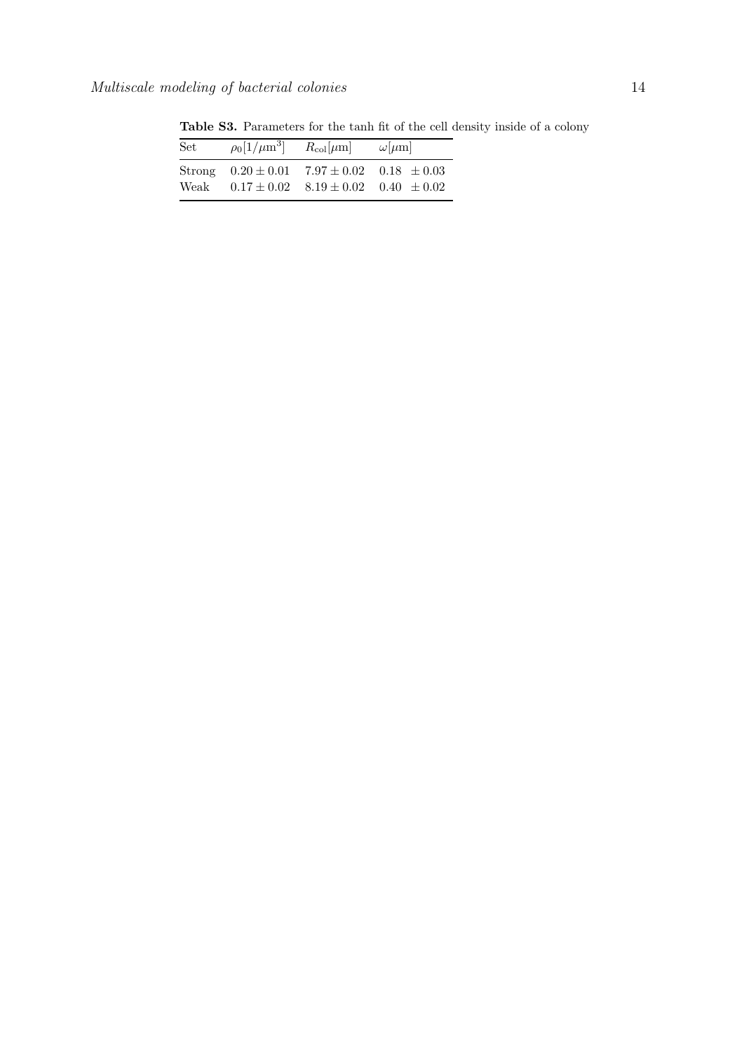**Table S3.** Parameters for the tanh fit of the cell density inside of a colony

| Set | $\rho_0 [1/\mu\text{m}^3]$ | $R_{\text{col}} [\mu\text{m}]$ | $\omega [\mu\text{m}]$ |
|---|---|---|---|
| Strong | $0.20 \pm 0.01$ | $7.97 \pm 0.02$ | $0.18 \pm 0.03$ |
| Weak | $0.17 \pm 0.02$ | $8.19 \pm 0.02$ | $0.40 \pm 0.02$ |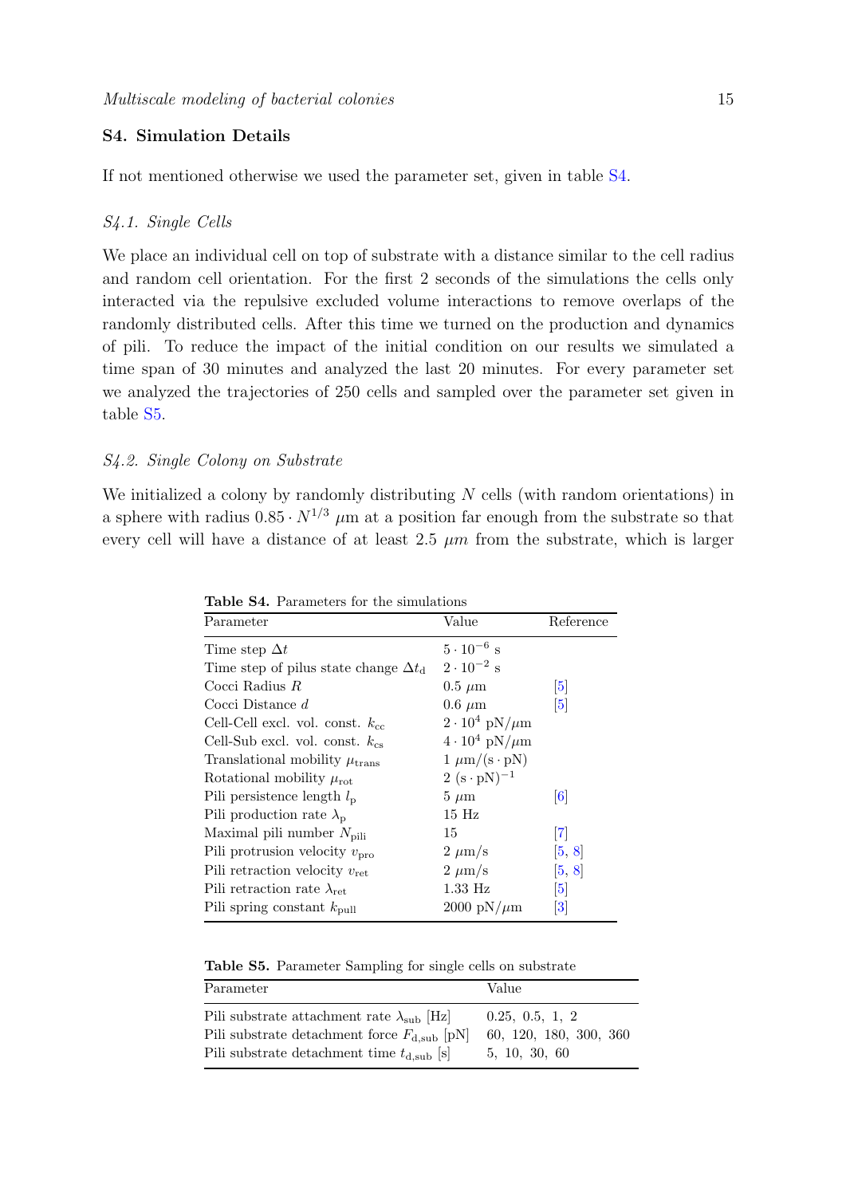## S4. Simulation Details

If not mentioned otherwise we used the parameter set, given in table S4.

### *S4.1. Single Cells*

We place an individual cell on top of substrate with a distance similar to the cell radius and random cell orientation. For the first 2 seconds of the simulations the cells only interacted via the repulsive excluded volume interactions to remove overlaps of the randomly distributed cells. After this time we turned on the production and dynamics of pili. To reduce the impact of the initial condition on our results we simulated a time span of 30 minutes and analyzed the last 20 minutes. For every parameter set we analyzed the trajectories of 250 cells and sampled over the parameter set given in table S5.

### *S4.2. Single Colony on Substrate*

We initialized a colony by randomly distributing $N$ cells (with random orientations) in a sphere with radius $0.85 \cdot N^{1/3}$ $\mu$m at a position far enough from the substrate so that every cell will have a distance of at least 2.5 $\mu m$ from the substrate, which is larger

**Table S4.** Parameters for the simulations

| Parameter | Value | Reference |
|---|---|---|
| Time step $\Delta t$ | $5 \cdot 10^{-6}$ s | |
| Time step of pilus state change $\Delta t_{\mathrm{d}}$ | $2 \cdot 10^{-2}$ s | |
| Cocci Radius $R$ | 0.5 $\mu$m | [5] |
| Cocci Distance $d$ | 0.6 $\mu$m | [5] |
| Cell-Cell excl. vol. const. $k_{\mathrm{cc}}$ | $2 \cdot 10^{4}$ pN/$\mu$m | |
| Cell-Sub excl. vol. const. $k_{\mathrm{cs}}$ | $4 \cdot 10^{4}$ pN/$\mu$m | |
| Translational mobility $\mu_{\mathrm{trans}}$ | 1 $\mu$m/(s $\cdot$ pN) | |
| Rotational mobility $\mu_{\mathrm{rot}}$ | 2 $(\mathrm{s} \cdot \mathrm{pN})^{-1}$ | |
| Pili persistence length $l_{\mathrm{p}}$ | 5 $\mu$m | [6] |
| Pili production rate $\lambda_{\mathrm{p}}$ | 15 Hz | |
| Maximal pili number $N_{\mathrm{pili}}$ | 15 | [7] |
| Pili protrusion velocity $v_{\mathrm{pro}}$ | 2 $\mu$m/s | [5, 8] |
| Pili retraction velocity $v_{\mathrm{ret}}$ | 2 $\mu$m/s | [5, 8] |
| Pili retraction rate $\lambda_{\mathrm{ret}}$ | 1.33 Hz | [5] |
| Pili spring constant $k_{\mathrm{pull}}$ | 2000 pN/$\mu$m | [3] |

**Table S5.** Parameter Sampling for single cells on substrate

| Parameter | Value |
|---|---|
| Pili substrate attachment rate $\lambda_{\mathrm{sub}}$ [Hz] | 0.25, 0.5, 1, 2 |
| Pili substrate detachment force $F_{\mathrm{d,sub}}$ [pN] | 60, 120, 180, 300, 360 |
| Pili substrate detachment time $t_{\mathrm{d,sub}}$ [s] | 5, 10, 30, 60 |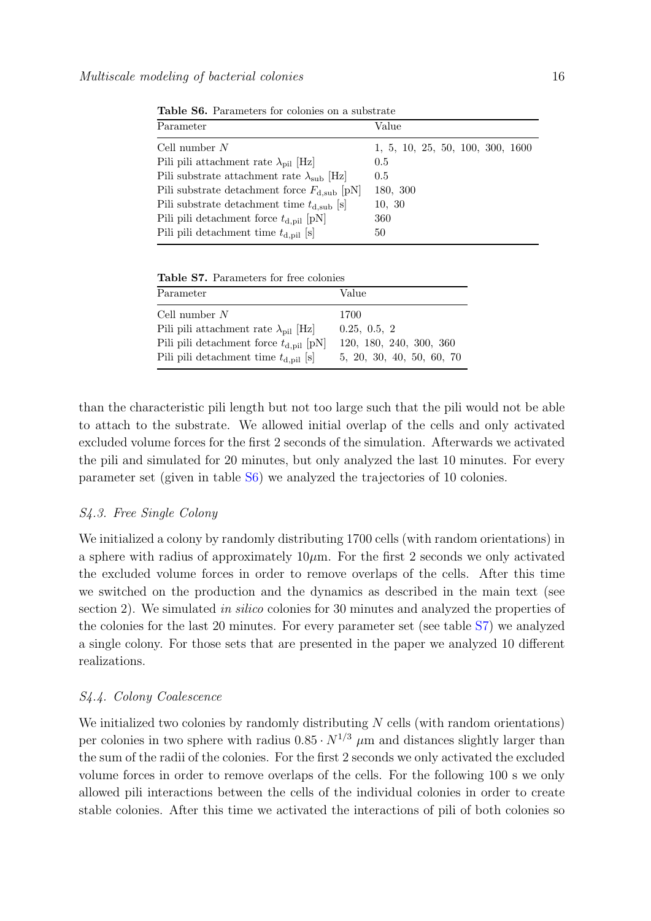**Table S6.** Parameters for colonies on a substrate

| Parameter | Value |
| --- | --- |
| Cell number $N$ | 1, 5, 10, 25, 50, 100, 300, 1600 |
| Pili pili attachment rate $\lambda_{\text{pil}}$ [Hz] | 0.5 |
| Pili substrate attachment rate $\lambda_{\text{sub}}$ [Hz] | 0.5 |
| Pili substrate detachment force $F_{\text{d,sub}}$ [pN] | 180, 300 |
| Pili substrate detachment time $t_{\text{d,sub}}$ [s] | 10, 30 |
| Pili pili detachment force $t_{\text{d,pil}}$ [pN] | 360 |
| Pili pili detachment time $t_{\text{d,pil}}$ [s] | 50 |

**Table S7.** Parameters for free colonies

| Parameter | Value |
| --- | --- |
| Cell number $N$ | 1700 |
| Pili pili attachment rate $\lambda_{\text{pil}}$ [Hz] | 0.25, 0.5, 2 |
| Pili pili detachment force $t_{\text{d,pil}}$ [pN] | 120, 180, 240, 300, 360 |
| Pili pili detachment time $t_{\text{d,pil}}$ [s] | 5, 20, 30, 40, 50, 60, 70 |

than the characteristic pili length but not too large such that the pili would not be able to attach to the substrate. We allowed initial overlap of the cells and only activated excluded volume forces for the first 2 seconds of the simulation. Afterwards we activated the pili and simulated for 20 minutes, but only analyzed the last 10 minutes. For every parameter set (given in table S6) we analyzed the trajectories of 10 colonies.

### *S4.3. Free Single Colony*

We initialized a colony by randomly distributing 1700 cells (with random orientations) in a sphere with radius of approximately 10$\mu$m. For the first 2 seconds we only activated the excluded volume forces in order to remove overlaps of the cells. After this time we switched on the production and the dynamics as described in the main text (see section 2). We simulated *in silico* colonies for 30 minutes and analyzed the properties of the colonies for the last 20 minutes. For every parameter set (see table S7) we analyzed a single colony. For those sets that are presented in the paper we analyzed 10 different realizations.

### *S4.4. Colony Coalescence*

We initialized two colonies by randomly distributing $N$ cells (with random orientations) per colonies in two sphere with radius $0.85 \cdot N^{1/3}$ $\mu$m and distances slightly larger than the sum of the radii of the colonies. For the first 2 seconds we only activated the excluded volume forces in order to remove overlaps of the cells. For the following 100 s we only allowed pili interactions between the cells of the individual colonies in order to create stable colonies. After this time we activated the interactions of pili of both colonies so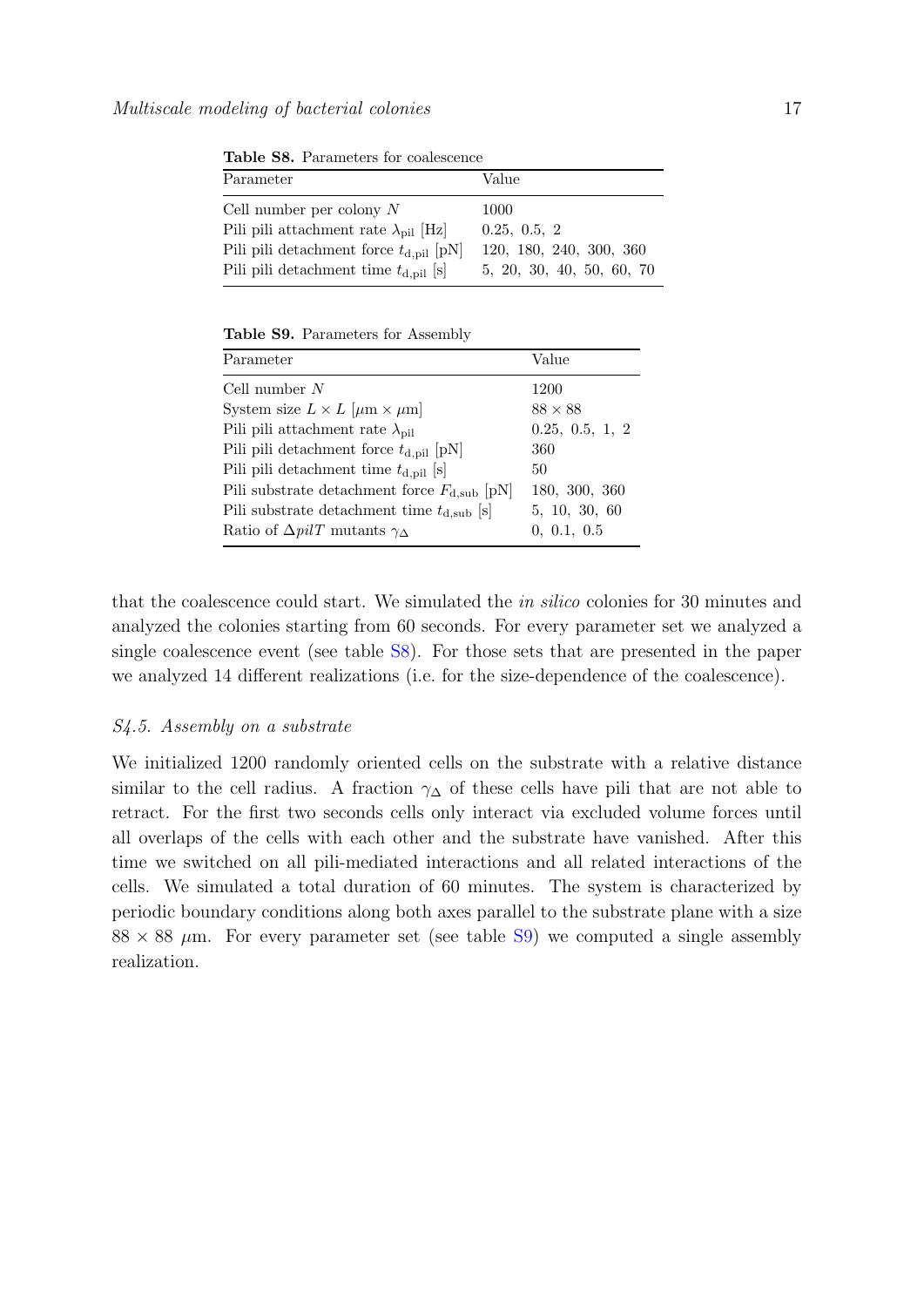**Table S8.** Parameters for coalescence

| Parameter | Value |
|---|---|
| Cell number per colony $N$ | 1000 |
| Pili pili attachment rate $\lambda_{\mathrm{pil}}$ [Hz] | 0.25, 0.5, 2 |
| Pili pili detachment force $t_{\mathrm{d,pil}}$ [pN] | 120, 180, 240, 300, 360 |
| Pili pili detachment time $t_{\mathrm{d,pil}}$ [s] | 5, 20, 30, 40, 50, 60, 70 |

**Table S9.** Parameters for Assembly

| Parameter | Value |
|---|---|
| Cell number $N$ | 1200 |
| System size $L \times L$ [$\mu$m $\times$ $\mu$m] | $88 \times 88$ |
| Pili pili attachment rate $\lambda_{\mathrm{pil}}$ | 0.25, 0.5, 1, 2 |
| Pili pili detachment force $t_{\mathrm{d,pil}}$ [pN] | 360 |
| Pili pili detachment time $t_{\mathrm{d,pil}}$ [s] | 50 |
| Pili substrate detachment force $F_{\mathrm{d,sub}}$ [pN] | 180, 300, 360 |
| Pili substrate detachment time $t_{\mathrm{d,sub}}$ [s] | 5, 10, 30, 60 |
| Ratio of $\Delta pilT$ mutants $\gamma_{\Delta}$ | 0, 0.1, 0.5 |

that the coalescence could start. We simulated the *in silico* colonies for 30 minutes and analyzed the colonies starting from 60 seconds. For every parameter set we analyzed a single coalescence event (see table S8). For those sets that are presented in the paper we analyzed 14 different realizations (i.e. for the size-dependence of the coalescence).

### S4.5. Assembly on a substrate

We initialized 1200 randomly oriented cells on the substrate with a relative distance similar to the cell radius. A fraction $\gamma_{\Delta}$ of these cells have pili that are not able to retract. For the first two seconds cells only interact via excluded volume forces until all overlaps of the cells with each other and the substrate have vanished. After this time we switched on all pili-mediated interactions and all related interactions of the cells. We simulated a total duration of 60 minutes. The system is characterized by periodic boundary conditions along both axes parallel to the substrate plane with a size $88 \times 88$ $\mu$m. For every parameter set (see table S9) we computed a single assembly realization.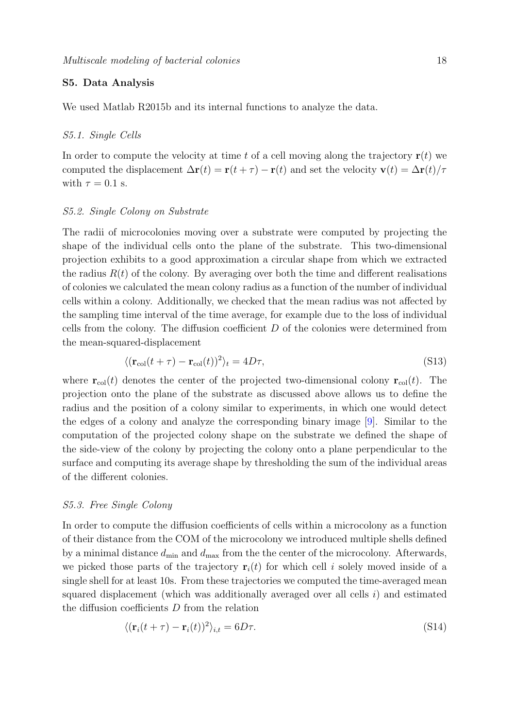## S5. Data Analysis

We used Matlab R2015b and its internal functions to analyze the data.

### *S5.1. Single Cells*

In order to compute the velocity at time $t$ of a cell moving along the trajectory $\mathbf{r}(t)$ we computed the displacement $\Delta\mathbf{r}(t) = \mathbf{r}(t+\tau) - \mathbf{r}(t)$ and set the velocity $\mathbf{v}(t) = \Delta\mathbf{r}(t)/\tau$ with $\tau = 0.1$ s.

### *S5.2. Single Colony on Substrate*

The radii of microcolonies moving over a substrate were computed by projecting the shape of the individual cells onto the plane of the substrate. This two-dimensional projection exhibits to a good approximation a circular shape from which we extracted the radius $R(t)$ of the colony. By averaging over both the time and different realisations of colonies we calculated the mean colony radius as a function of the number of individual cells within a colony. Additionally, we checked that the mean radius was not affected by the sampling time interval of the time average, for example due to the loss of individual cells from the colony. The diffusion coefficient $D$ of the colonies were determined from the mean-squared-displacement

$$\langle (\mathbf{r}_{\mathrm{col}}(t+\tau) - \mathbf{r}_{\mathrm{col}}(t))^2 \rangle_t = 4D\tau, \tag{S13}$$

where $\mathbf{r}_{\mathrm{col}}(t)$ denotes the center of the projected two-dimensional colony $\mathbf{r}_{\mathrm{col}}(t)$. The projection onto the plane of the substrate as discussed above allows us to define the radius and the position of a colony similar to experiments, in which one would detect the edges of a colony and analyze the corresponding binary image [9]. Similar to the computation of the projected colony shape on the substrate we defined the shape of the side-view of the colony by projecting the colony onto a plane perpendicular to the surface and computing its average shape by thresholding the sum of the individual areas of the different colonies.

### *S5.3. Free Single Colony*

In order to compute the diffusion coefficients of cells within a microcolony as a function of their distance from the COM of the microcolony we introduced multiple shells defined by a minimal distance $d_{\min}$ and $d_{\max}$ from the the center of the microcolony. Afterwards, we picked those parts of the trajectory $\mathbf{r}_i(t)$ for which cell $i$ solely moved inside of a single shell for at least 10s. From these trajectories we computed the time-averaged mean squared displacement (which was additionally averaged over all cells $i$) and estimated the diffusion coefficients $D$ from the relation

$$\langle (\mathbf{r}_i(t+\tau) - \mathbf{r}_i(t))^2 \rangle_{i,t} = 6D\tau. \tag{S14}$$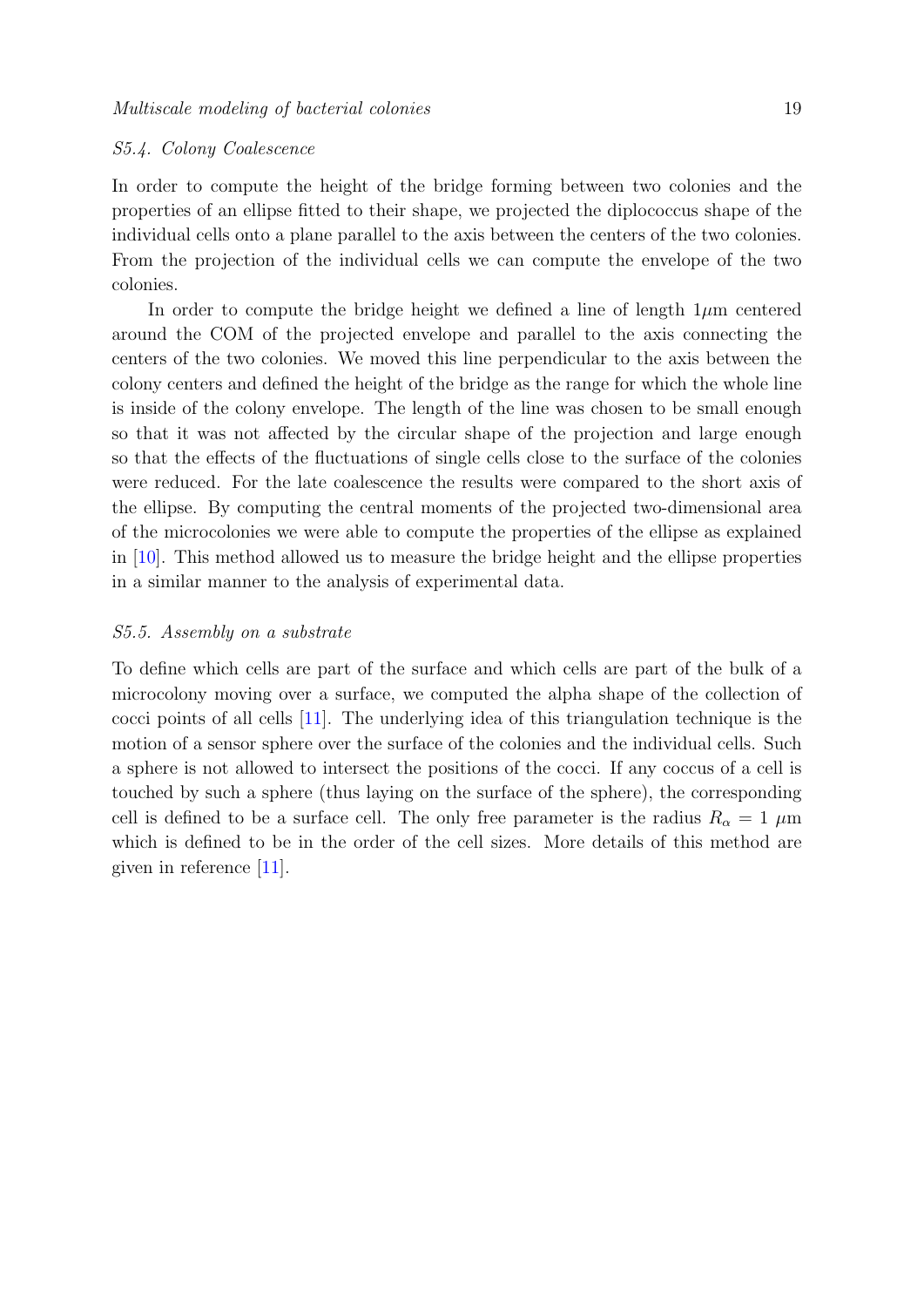### *S5.4. Colony Coalescence*

In order to compute the height of the bridge forming between two colonies and the properties of an ellipse fitted to their shape, we projected the diplococcus shape of the individual cells onto a plane parallel to the axis between the centers of the two colonies. From the projection of the individual cells we can compute the envelope of the two colonies.

In order to compute the bridge height we defined a line of length $1\mu$m centered around the COM of the projected envelope and parallel to the axis connecting the centers of the two colonies. We moved this line perpendicular to the axis between the colony centers and defined the height of the bridge as the range for which the whole line is inside of the colony envelope. The length of the line was chosen to be small enough so that it was not affected by the circular shape of the projection and large enough so that the effects of the fluctuations of single cells close to the surface of the colonies were reduced. For the late coalescence the results were compared to the short axis of the ellipse. By computing the central moments of the projected two-dimensional area of the microcolonies we were able to compute the properties of the ellipse as explained in [10]. This method allowed us to measure the bridge height and the ellipse properties in a similar manner to the analysis of experimental data.

### *S5.5. Assembly on a substrate*

To define which cells are part of the surface and which cells are part of the bulk of a microcolony moving over a surface, we computed the alpha shape of the collection of cocci points of all cells [11]. The underlying idea of this triangulation technique is the motion of a sensor sphere over the surface of the colonies and the individual cells. Such a sphere is not allowed to intersect the positions of the cocci. If any coccus of a cell is touched by such a sphere (thus laying on the surface of the sphere), the corresponding cell is defined to be a surface cell. The only free parameter is the radius $R_\alpha = 1$ $\mu$m which is defined to be in the order of the cell sizes. More details of this method are given in reference [11].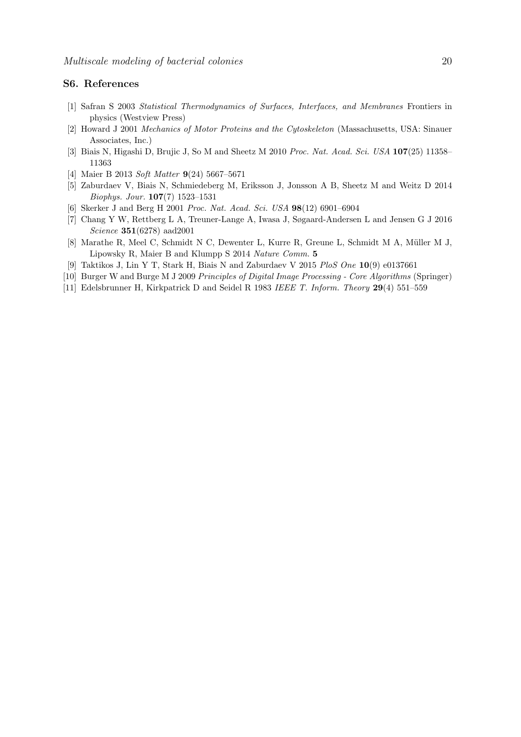## S6. References

[1] Safran S 2003 *Statistical Thermodynamics of Surfaces, Interfaces, and Membranes* Frontiers in physics (Westview Press)

[2] Howard J 2001 *Mechanics of Motor Proteins and the Cytoskeleton* (Massachusetts, USA: Sinauer Associates, Inc.)

[3] Biais N, Higashi D, Brujic J, So M and Sheetz M 2010 *Proc. Nat. Acad. Sci. USA* **107**(25) 11358–11363

[4] Maier B 2013 *Soft Matter* **9**(24) 5667–5671

[5] Zaburdaev V, Biais N, Schmiedeberg M, Eriksson J, Jonsson A B, Sheetz M and Weitz D 2014 *Biophys. Jour.* **107**(7) 1523–1531

[6] Skerker J and Berg H 2001 *Proc. Nat. Acad. Sci. USA* **98**(12) 6901–6904

[7] Chang Y W, Rettberg L A, Treuner-Lange A, Iwasa J, Søgaard-Andersen L and Jensen G J 2016 *Science* **351**(6278) aad2001

[8] Marathe R, Meel C, Schmidt N C, Dewenter L, Kurre R, Greune L, Schmidt M A, Müller M J, Lipowsky R, Maier B and Klumpp S 2014 *Nature Comm.* **5**

[9] Taktikos J, Lin Y T, Stark H, Biais N and Zaburdaev V 2015 *PloS One* **10**(9) e0137661

[10] Burger W and Burge M J 2009 *Principles of Digital Image Processing - Core Algorithms* (Springer)

[11] Edelsbrunner H, Kirkpatrick D and Seidel R 1983 *IEEE T. Inform. Theory* **29**(4) 551–559